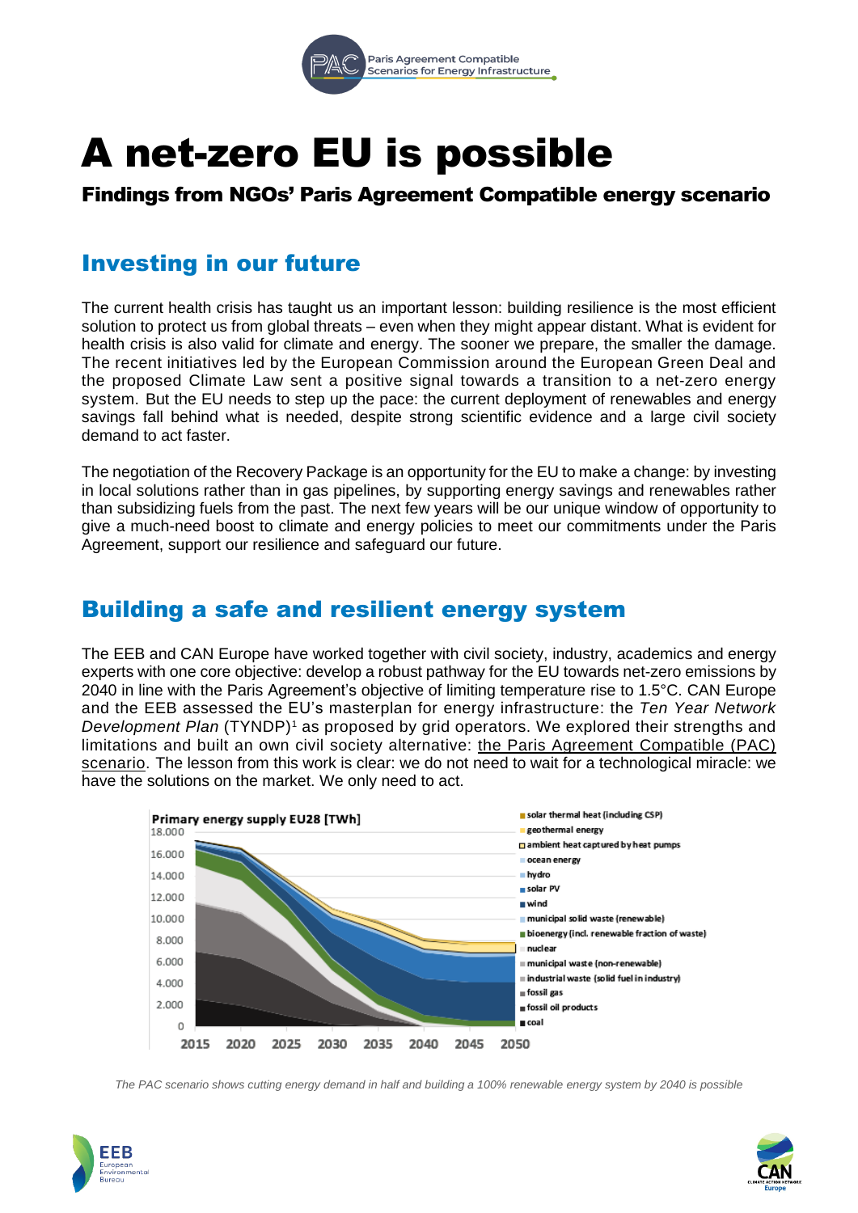# A net-zero EU is possible

**Findings from NGOs' Paris Agreement Compatible energy scenario**

## Investing in our future

The current health crisis has taught us an important lesson: building resilience is the most efficient solution to protect us from global threats – even when they might appear distant. What is evident for health crisis is also valid for climate and energy. The sooner we prepare, the smaller the damage. The recent initiatives led by the European Commission around the European Green Deal and the proposed Climate Law sent a positive signal towards a transition to a net-zero energy system. But the EU needs to step up the pace: the current deployment of renewables and energy savings fall behind what is needed, despite strong scientific evidence and a large civil society demand to act faster.

The negotiation of the Recovery Package is an opportunity for the EU to make a change: by investing in local solutions rather than in gas pipelines, by supporting energy savings and renewables rather than subsidizing fuels from the past. The next few years will be our unique window of opportunity to give a much-need boost to climate and energy policies to meet our commitments under the Paris Agreement, support our resilience and safeguard our future.

## Building a safe and resilient energy system

The EEB and CAN Europe have worked together with civil society, industry, academics and energy experts with one core objective: develop a robust pathway for the EU towards net-zero emissions by 2040 in line with the Paris Agreement's objective of limiting temperature rise to 1.5°C. CAN Europe and the EEB assessed the EU's masterplan for energy infrastructure: the *Ten Year Network Development Plan* (TYNDP)[1] as proposed by grid operators. We explored their strengths and limitations and built an own civil society alternative: the Paris Agreement Compatible (PAC) scenario. The lesson from this work is clear: we do not need to wait for a technological miracle: we have the solutions on the market. We only need to act.

*The PAC scenario shows cutting energy demand in half and building a 100% renewable energy system by 2040 is possible*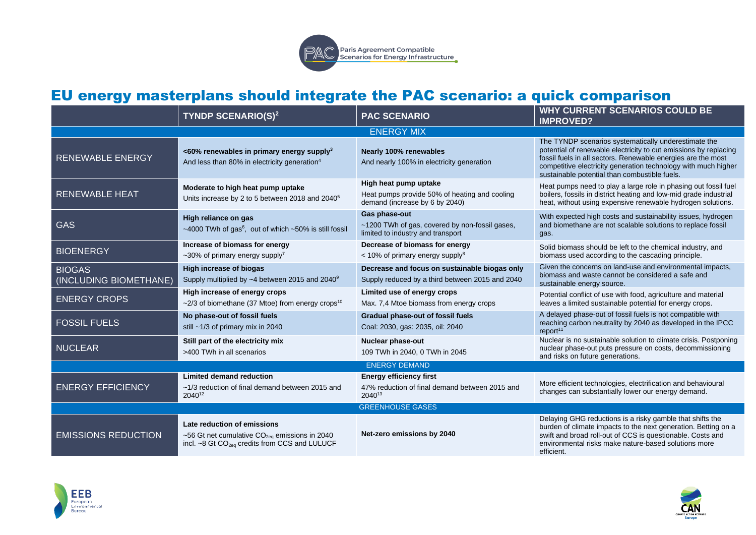Paris Agreement Compatible Scenarios for Energy Infrastructure

# EU energy masterplans should integrate the PAC scenario: a quick comparison

| | TYNDP SCENARIO(S)[2] | PAC SCENARIO | WHY CURRENT SCENARIOS COULD BE IMPROVED? |
|---|---|---|---|
| | | ENERGY MIX | |
| RENEWABLE ENERGY | **<60% renewables in primary energy supply[3]** And less than 80% in electricity generation[4] | **Nearly 100% renewables** And nearly 100% in electricity generation | The TYNDP scenarios systematically underestimate the potential of renewable electricity to cut emissions by replacing fossil fuels in all sectors. Renewable energies are the most competitive electricity generation technology with much higher sustainable potential than combustible fuels. |
| RENEWABLE HEAT | **Moderate to high heat pump uptake** Units increase by 2 to 5 between 2018 and 2040[5] | **High heat pump uptake** Heat pumps provide 50% of heating and cooling demand (increase by 6 by 2040) | Heat pumps need to play a large role in phasing out fossil fuel boilers, fossils in district heating and low-mid grade industrial heat, without using expensive renewable hydrogen solutions. |
| GAS | **High reliance on gas** ~4000 TWh of gas[6], out of which ~50% is still fossil | **Gas phase-out** ~1200 TWh of gas, covered by non-fossil gases, limited to industry and transport | With expected high costs and sustainability issues, hydrogen and biomethane are not scalable solutions to replace fossil gas. |
| BIOENERGY | **Increase of biomass for energy** ~30% of primary energy supply[7] | **Decrease of biomass for energy** < 10% of primary energy supply[8] | Solid biomass should be left to the chemical industry, and biomass used according to the cascading principle. |
| BIOGAS (INCLUDING BIOMETHANE) | **High increase of biogas** Supply multiplied by ~4 between 2015 and 2040[9] | **Decrease and focus on sustainable biogas only** Supply reduced by a third between 2015 and 2040 | Given the concerns on land-use and environmental impacts, biomass and waste cannot be considered a safe and sustainable energy source. |
| ENERGY CROPS | **High increase of energy crops** ~2/3 of biomethane (37 Mtoe) from energy crops[10] | **Limited use of energy crops** Max. 7,4 Mtoe biomass from energy crops | Potential conflict of use with food, agriculture and material leaves a limited sustainable potential for energy crops. |
| FOSSIL FUELS | **No phase-out of fossil fuels** still ~1/3 of primary mix in 2040 | **Gradual phase-out of fossil fuels** Coal: 2030, gas: 2035, oil: 2040 | A delayed phase-out of fossil fuels is not compatible with reaching carbon neutrality by 2040 as developed in the IPCC report[11] |
| NUCLEAR | **Still part of the electricity mix** >400 TWh in all scenarios | **Nuclear phase-out** 109 TWh in 2040, 0 TWh in 2045 | Nuclear is no sustainable solution to climate crisis. Postponing nuclear phase-out puts pressure on costs, decommissioning and risks on future generations. |
| | | ENERGY DEMAND | |
| ENERGY EFFICIENCY | **Limited demand reduction** ~1/3 reduction of final demand between 2015 and 2040[12] | **Energy efficiency first** 47% reduction of final demand between 2015 and 2040[13] | More efficient technologies, electrification and behavioural changes can substantially lower our energy demand. |
| | | GREENHOUSE GASES | |
| EMISSIONS REDUCTION | **Late reduction of emissions** ~56 Gt net cumulative $CO_{2eq}$ emissions in 2040 incl. ~8 Gt $CO_{2eq}$ credits from CCS and LULUCF | **Net-zero emissions by 2040** | Delaying GHG reductions is a risky gamble that shifts the burden of climate impacts to the next generation. Betting on a swift and broad roll-out of CCS is questionable. Costs and environmental risks make nature-based solutions more efficient. |

EEB European Environmental Bureau

CAN Climate Action Network Europe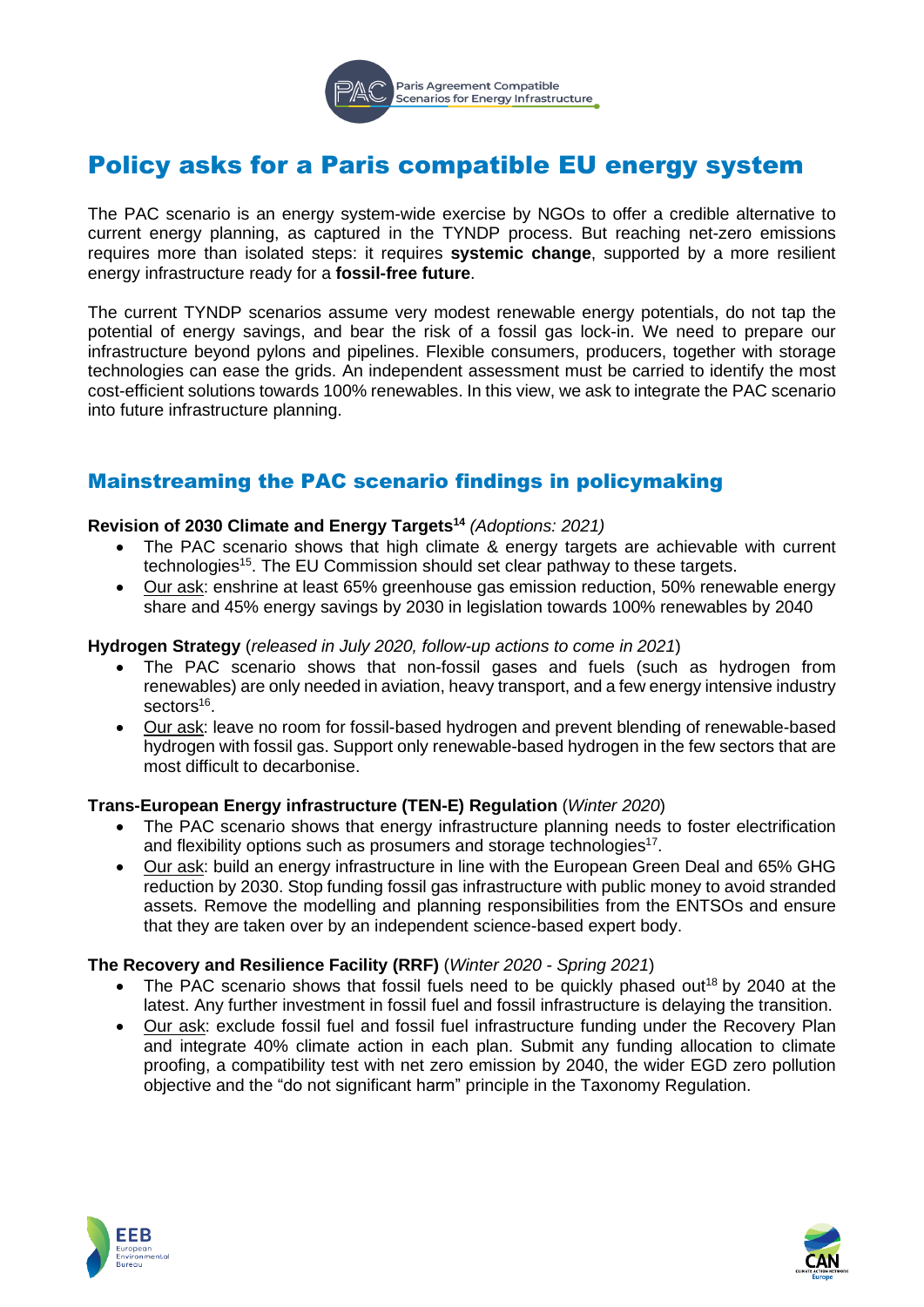# Policy asks for a Paris compatible EU energy system

The PAC scenario is an energy system-wide exercise by NGOs to offer a credible alternative to current energy planning, as captured in the TYNDP process. But reaching net-zero emissions requires more than isolated steps: it requires **systemic change**, supported by a more resilient energy infrastructure ready for a **fossil-free future**.

The current TYNDP scenarios assume very modest renewable energy potentials, do not tap the potential of energy savings, and bear the risk of a fossil gas lock-in. We need to prepare our infrastructure beyond pylons and pipelines. Flexible consumers, producers, together with storage technologies can ease the grids. An independent assessment must be carried to identify the most cost-efficient solutions towards 100% renewables. In this view, we ask to integrate the PAC scenario into future infrastructure planning.

## Mainstreaming the PAC scenario findings in policymaking

**Revision of 2030 Climate and Energy Targets[14]** *(Adoptions: 2021)*

- The PAC scenario shows that high climate & energy targets are achievable with current technologies[15]. The EU Commission should set clear pathway to these targets.
- Our ask: enshrine at least 65% greenhouse gas emission reduction, 50% renewable energy share and 45% energy savings by 2030 in legislation towards 100% renewables by 2040

**Hydrogen Strategy** (*released in July 2020, follow-up actions to come in 2021*)

- The PAC scenario shows that non-fossil gases and fuels (such as hydrogen from renewables) are only needed in aviation, heavy transport, and a few energy intensive industry sectors[16].
- Our ask: leave no room for fossil-based hydrogen and prevent blending of renewable-based hydrogen with fossil gas. Support only renewable-based hydrogen in the few sectors that are most difficult to decarbonise.

**Trans-European Energy infrastructure (TEN-E) Regulation** (*Winter 2020*)

- The PAC scenario shows that energy infrastructure planning needs to foster electrification and flexibility options such as prosumers and storage technologies[17].
- Our ask: build an energy infrastructure in line with the European Green Deal and 65% GHG reduction by 2030. Stop funding fossil gas infrastructure with public money to avoid stranded assets. Remove the modelling and planning responsibilities from the ENTSOs and ensure that they are taken over by an independent science-based expert body.

**The Recovery and Resilience Facility (RRF)** (*Winter 2020 - Spring 2021*)

- The PAC scenario shows that fossil fuels need to be quickly phased out[18] by 2040 at the latest. Any further investment in fossil fuel and fossil infrastructure is delaying the transition.
- Our ask: exclude fossil fuel and fossil fuel infrastructure funding under the Recovery Plan and integrate 40% climate action in each plan. Submit any funding allocation to climate proofing, a compatibility test with net zero emission by 2040, the wider EGD zero pollution objective and the "do not significant harm" principle in the Taxonomy Regulation.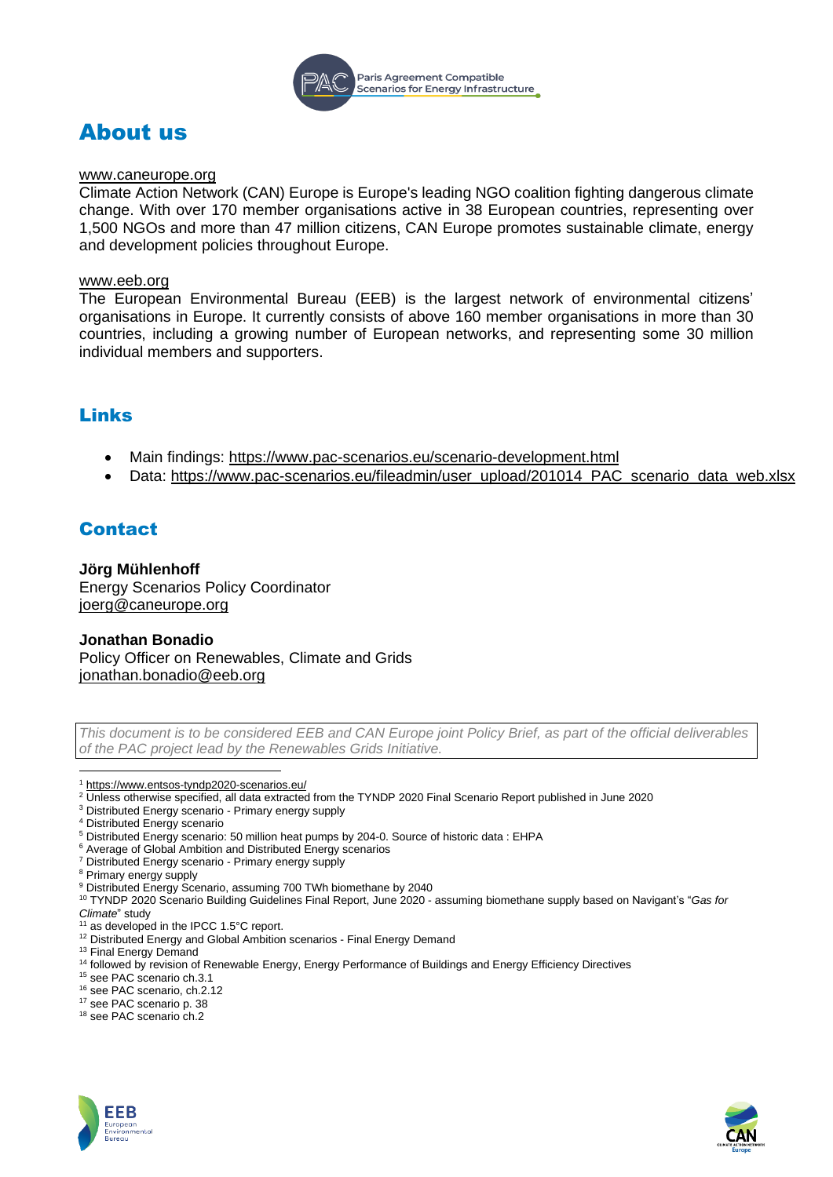# About us

www.caneurope.org
Climate Action Network (CAN) Europe is Europe's leading NGO coalition fighting dangerous climate change. With over 170 member organisations active in 38 European countries, representing over 1,500 NGOs and more than 47 million citizens, CAN Europe promotes sustainable climate, energy and development policies throughout Europe.

www.eeb.org
The European Environmental Bureau (EEB) is the largest network of environmental citizens' organisations in Europe. It currently consists of above 160 member organisations in more than 30 countries, including a growing number of European networks, and representing some 30 million individual members and supporters.

## Links

- Main findings: https://www.pac-scenarios.eu/scenario-development.html
- Data: https://www.pac-scenarios.eu/fileadmin/user_upload/201014_PAC_scenario_data_web.xlsx

## Contact

**Jörg Mühlenhoff**
Energy Scenarios Policy Coordinator
joerg@caneurope.org

**Jonathan Bonadio**
Policy Officer on Renewables, Climate and Grids
jonathan.bonadio@eeb.org

*This document is to be considered EEB and CAN Europe joint Policy Brief, as part of the official deliverables of the PAC project lead by the Renewables Grids Initiative.*

[1] https://www.entsos-tyndp2020-scenarios.eu/
[2] Unless otherwise specified, all data extracted from the TYNDP 2020 Final Scenario Report published in June 2020
[3] Distributed Energy scenario - Primary energy supply
[4] Distributed Energy scenario
[5] Distributed Energy scenario: 50 million heat pumps by 204-0. Source of historic data : EHPA
[6] Average of Global Ambition and Distributed Energy scenarios
[7] Distributed Energy scenario - Primary energy supply
[8] Primary energy supply
[9] Distributed Energy Scenario, assuming 700 TWh biomethane by 2040
[10] TYNDP 2020 Scenario Building Guidelines Final Report, June 2020 - assuming biomethane supply based on Navigant's "*Gas for Climate*" study
[11] as developed in the IPCC 1.5°C report.
[12] Distributed Energy and Global Ambition scenarios - Final Energy Demand
[13] Final Energy Demand
[14] followed by revision of Renewable Energy, Energy Performance of Buildings and Energy Efficiency Directives
[15] see PAC scenario ch.3.1
[16] see PAC scenario, ch.2.12
[17] see PAC scenario p. 38
[18] see PAC scenario ch.2